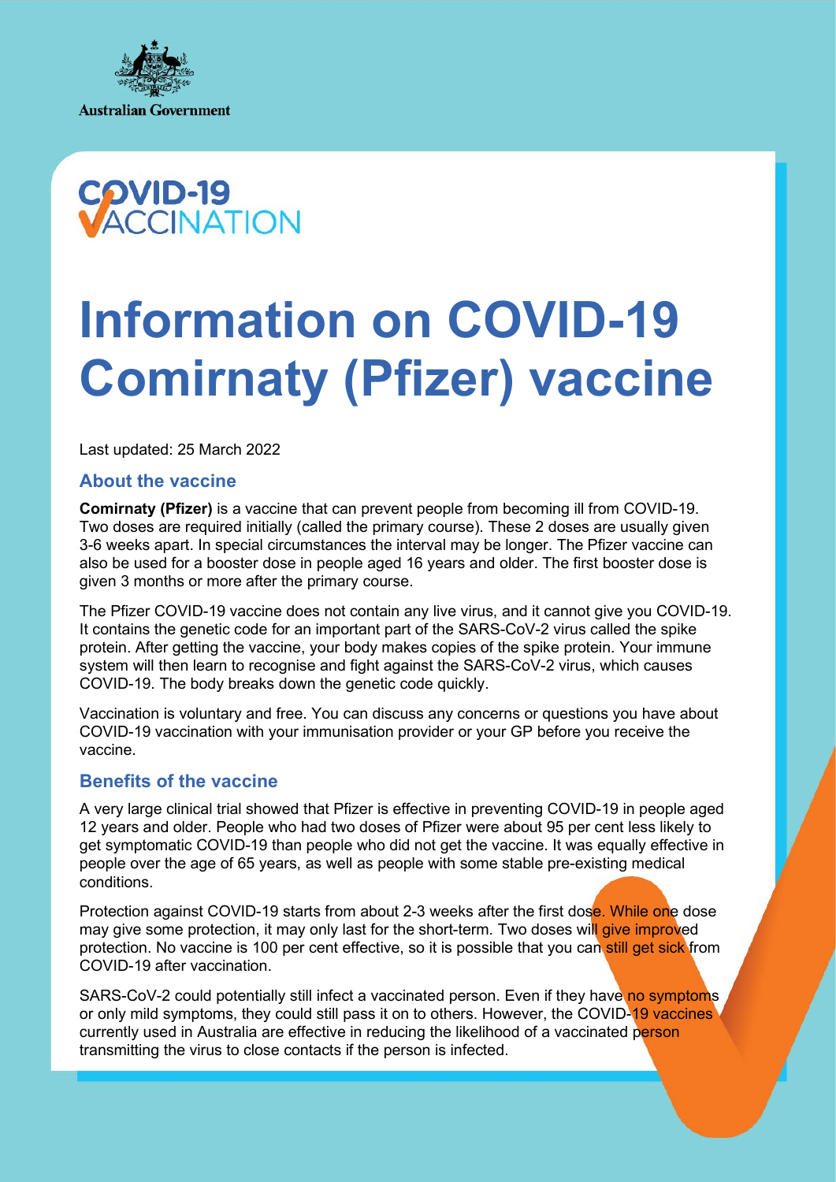Australian Government

COVID-19 VACCINATION

# Information on COVID-19 Comirnaty (Pfizer) vaccine

Last updated: 25 March 2022

## About the vaccine

**Comirnaty (Pfizer)** is a vaccine that can prevent people from becoming ill from COVID-19. Two doses are required initially (called the primary course). These 2 doses are usually given 3-6 weeks apart. In special circumstances the interval may be longer. The Pfizer vaccine can also be used for a booster dose in people aged 16 years and older. The first booster dose is given 3 months or more after the primary course.

The Pfizer COVID-19 vaccine does not contain any live virus, and it cannot give you COVID-19. It contains the genetic code for an important part of the SARS-CoV-2 virus called the spike protein. After getting the vaccine, your body makes copies of the spike protein. Your immune system will then learn to recognise and fight against the SARS-CoV-2 virus, which causes COVID-19. The body breaks down the genetic code quickly.

Vaccination is voluntary and free. You can discuss any concerns or questions you have about COVID-19 vaccination with your immunisation provider or your GP before you receive the vaccine.

## Benefits of the vaccine

A very large clinical trial showed that Pfizer is effective in preventing COVID-19 in people aged 12 years and older. People who had two doses of Pfizer were about 95 per cent less likely to get symptomatic COVID-19 than people who did not get the vaccine. It was equally effective in people over the age of 65 years, as well as people with some stable pre-existing medical conditions.

Protection against COVID-19 starts from about 2-3 weeks after the first dose. While one dose may give some protection, it may only last for the short-term. Two doses will give improved protection. No vaccine is 100 per cent effective, so it is possible that you can still get sick from COVID-19 after vaccination.

SARS-CoV-2 could potentially still infect a vaccinated person. Even if they have no symptoms or only mild symptoms, they could still pass it on to others. However, the COVID-19 vaccines currently used in Australia are effective in reducing the likelihood of a vaccinated person transmitting the virus to close contacts if the person is infected.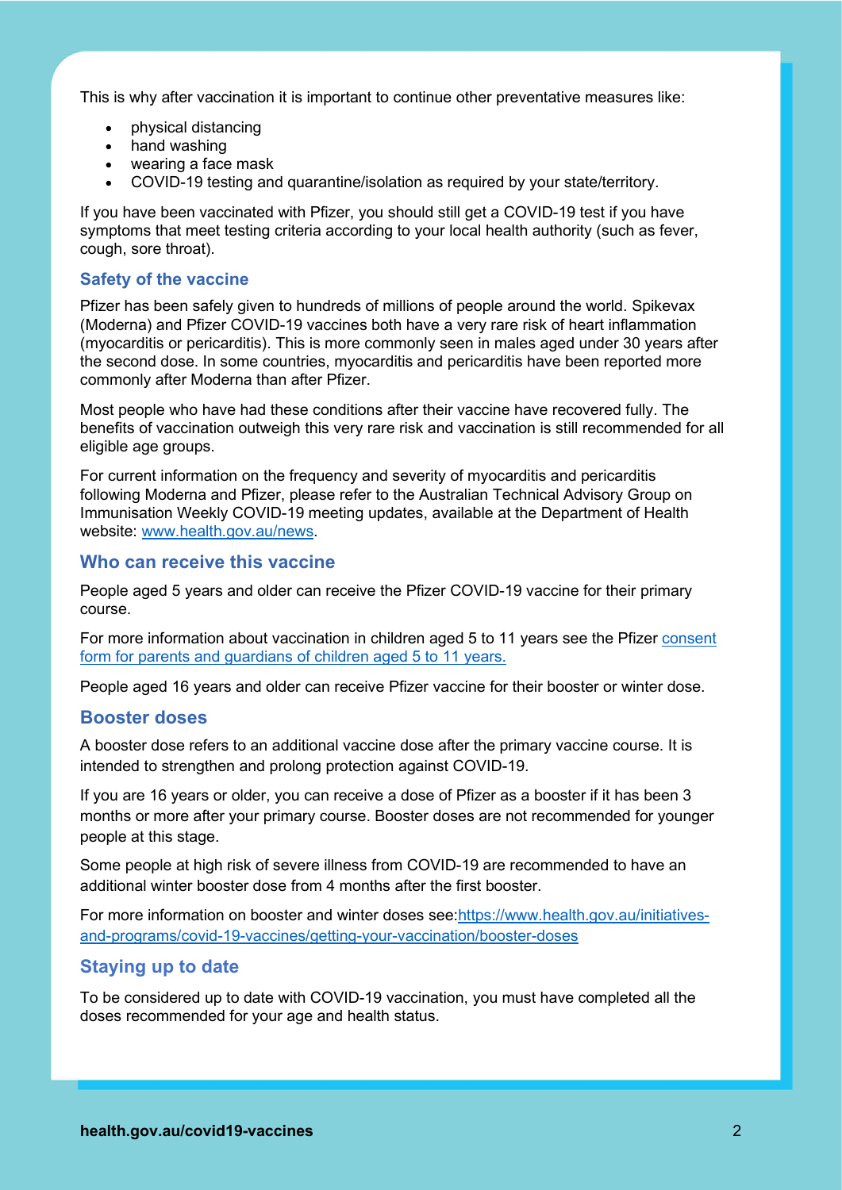This is why after vaccination it is important to continue other preventative measures like:

- physical distancing
- hand washing
- wearing a face mask
- COVID-19 testing and quarantine/isolation as required by your state/territory.

If you have been vaccinated with Pfizer, you should still get a COVID-19 test if you have symptoms that meet testing criteria according to your local health authority (such as fever, cough, sore throat).

## Safety of the vaccine

Pfizer has been safely given to hundreds of millions of people around the world. Spikevax (Moderna) and Pfizer COVID-19 vaccines both have a very rare risk of heart inflammation (myocarditis or pericarditis). This is more commonly seen in males aged under 30 years after the second dose. In some countries, myocarditis and pericarditis have been reported more commonly after Moderna than after Pfizer.

Most people who have had these conditions after their vaccine have recovered fully. The benefits of vaccination outweigh this very rare risk and vaccination is still recommended for all eligible age groups.

For current information on the frequency and severity of myocarditis and pericarditis following Moderna and Pfizer, please refer to the Australian Technical Advisory Group on Immunisation Weekly COVID-19 meeting updates, available at the Department of Health website: [www.health.gov.au/news](www.health.gov.au/news).

## Who can receive this vaccine

People aged 5 years and older can receive the Pfizer COVID-19 vaccine for their primary course.

For more information about vaccination in children aged 5 to 11 years see the Pfizer consent form for parents and guardians of children aged 5 to 11 years.

People aged 16 years and older can receive Pfizer vaccine for their booster or winter dose.

## Booster doses

A booster dose refers to an additional vaccine dose after the primary vaccine course. It is intended to strengthen and prolong protection against COVID-19.

If you are 16 years or older, you can receive a dose of Pfizer as a booster if it has been 3 months or more after your primary course. Booster doses are not recommended for younger people at this stage.

Some people at high risk of severe illness from COVID-19 are recommended to have an additional winter booster dose from 4 months after the first booster.

For more information on booster and winter doses see:[https://www.health.gov.au/initiatives-and-programs/covid-19-vaccines/getting-your-vaccination/booster-doses](https://www.health.gov.au/initiatives-and-programs/covid-19-vaccines/getting-your-vaccination/booster-doses)

## Staying up to date

To be considered up to date with COVID-19 vaccination, you must have completed all the doses recommended for your age and health status.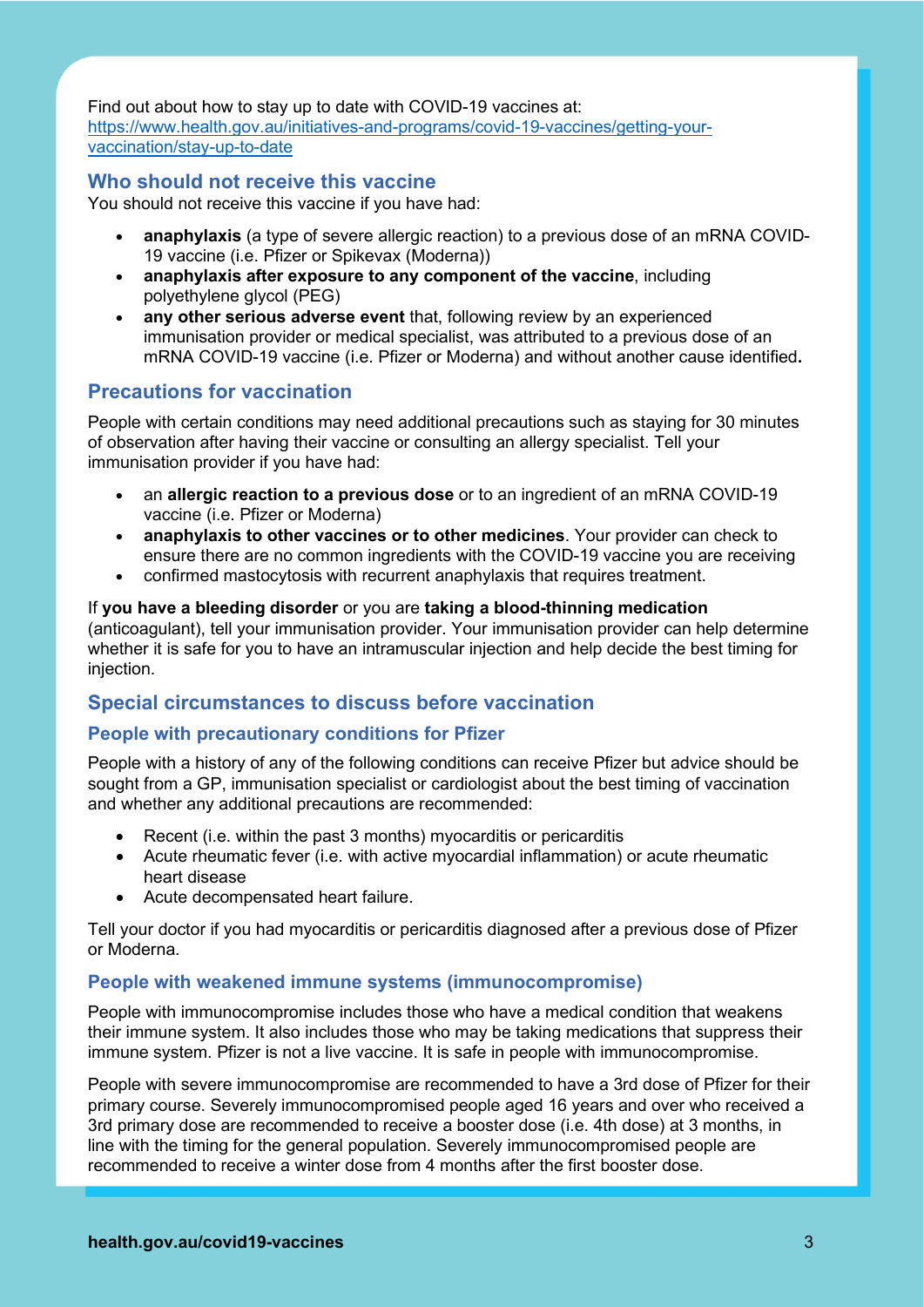Find out about how to stay up to date with COVID-19 vaccines at: [https://www.health.gov.au/initiatives-and-programs/covid-19-vaccines/getting-your-vaccination/stay-up-to-date](https://www.health.gov.au/initiatives-and-programs/covid-19-vaccines/getting-your-vaccination/stay-up-to-date)

## Who should not receive this vaccine

You should not receive this vaccine if you have had:

- **anaphylaxis** (a type of severe allergic reaction) to a previous dose of an mRNA COVID-19 vaccine (i.e. Pfizer or Spikevax (Moderna))
- **anaphylaxis after exposure to any component of the vaccine**, including polyethylene glycol (PEG)
- **any other serious adverse event** that, following review by an experienced immunisation provider or medical specialist, was attributed to a previous dose of an mRNA COVID-19 vaccine (i.e. Pfizer or Moderna) and without another cause identified**.**

## Precautions for vaccination

People with certain conditions may need additional precautions such as staying for 30 minutes of observation after having their vaccine or consulting an allergy specialist. Tell your immunisation provider if you have had:

- an **allergic reaction to a previous dose** or to an ingredient of an mRNA COVID-19 vaccine (i.e. Pfizer or Moderna)
- **anaphylaxis to other vaccines or to other medicines**. Your provider can check to ensure there are no common ingredients with the COVID-19 vaccine you are receiving
- confirmed mastocytosis with recurrent anaphylaxis that requires treatment.

If **you have a bleeding disorder** or you are **taking a blood-thinning medication** (anticoagulant), tell your immunisation provider. Your immunisation provider can help determine whether it is safe for you to have an intramuscular injection and help decide the best timing for injection.

## Special circumstances to discuss before vaccination

### People with precautionary conditions for Pfizer

People with a history of any of the following conditions can receive Pfizer but advice should be sought from a GP, immunisation specialist or cardiologist about the best timing of vaccination and whether any additional precautions are recommended:

- Recent (i.e. within the past 3 months) myocarditis or pericarditis
- Acute rheumatic fever (i.e. with active myocardial inflammation) or acute rheumatic heart disease
- Acute decompensated heart failure.

Tell your doctor if you had myocarditis or pericarditis diagnosed after a previous dose of Pfizer or Moderna.

### People with weakened immune systems (immunocompromise)

People with immunocompromise includes those who have a medical condition that weakens their immune system. It also includes those who may be taking medications that suppress their immune system. Pfizer is not a live vaccine. It is safe in people with immunocompromise.

People with severe immunocompromise are recommended to have a 3rd dose of Pfizer for their primary course. Severely immunocompromised people aged 16 years and over who received a 3rd primary dose are recommended to receive a booster dose (i.e. 4th dose) at 3 months, in line with the timing for the general population. Severely immunocompromised people are recommended to receive a winter dose from 4 months after the first booster dose.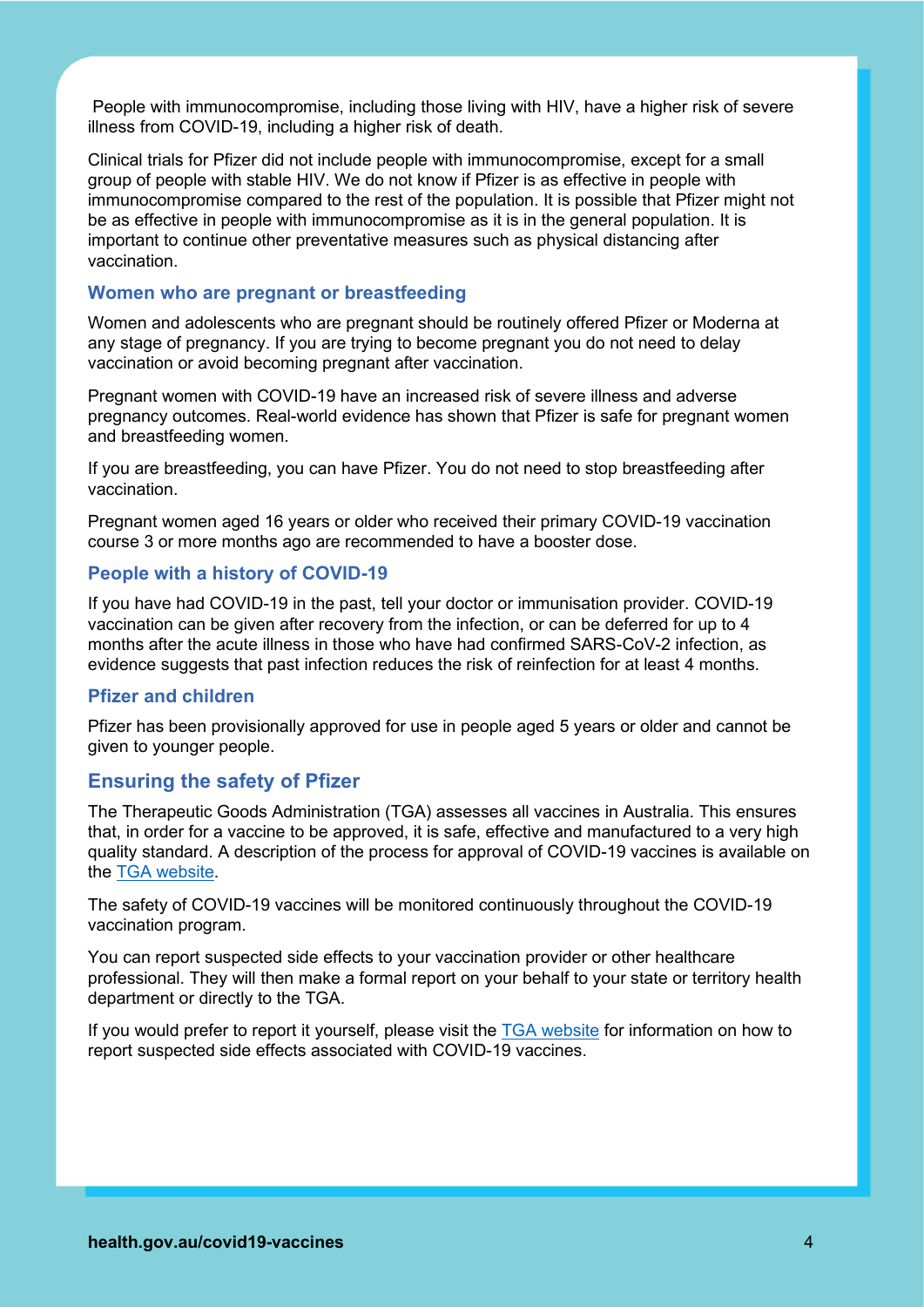People with immunocompromise, including those living with HIV, have a higher risk of severe illness from COVID-19, including a higher risk of death.

Clinical trials for Pfizer did not include people with immunocompromise, except for a small group of people with stable HIV. We do not know if Pfizer is as effective in people with immunocompromise compared to the rest of the population. It is possible that Pfizer might not be as effective in people with immunocompromise as it is in the general population. It is important to continue other preventative measures such as physical distancing after vaccination.

### Women who are pregnant or breastfeeding

Women and adolescents who are pregnant should be routinely offered Pfizer or Moderna at any stage of pregnancy. If you are trying to become pregnant you do not need to delay vaccination or avoid becoming pregnant after vaccination.

Pregnant women with COVID-19 have an increased risk of severe illness and adverse pregnancy outcomes. Real-world evidence has shown that Pfizer is safe for pregnant women and breastfeeding women.

If you are breastfeeding, you can have Pfizer. You do not need to stop breastfeeding after vaccination.

Pregnant women aged 16 years or older who received their primary COVID-19 vaccination course 3 or more months ago are recommended to have a booster dose.

### People with a history of COVID-19

If you have had COVID-19 in the past, tell your doctor or immunisation provider. COVID-19 vaccination can be given after recovery from the infection, or can be deferred for up to 4 months after the acute illness in those who have had confirmed SARS-CoV-2 infection, as evidence suggests that past infection reduces the risk of reinfection for at least 4 months.

### Pfizer and children

Pfizer has been provisionally approved for use in people aged 5 years or older and cannot be given to younger people.

## Ensuring the safety of Pfizer

The Therapeutic Goods Administration (TGA) assesses all vaccines in Australia. This ensures that, in order for a vaccine to be approved, it is safe, effective and manufactured to a very high quality standard. A description of the process for approval of COVID-19 vaccines is available on the TGA website.

The safety of COVID-19 vaccines will be monitored continuously throughout the COVID-19 vaccination program.

You can report suspected side effects to your vaccination provider or other healthcare professional. They will then make a formal report on your behalf to your state or territory health department or directly to the TGA.

If you would prefer to report it yourself, please visit the TGA website for information on how to report suspected side effects associated with COVID-19 vaccines.